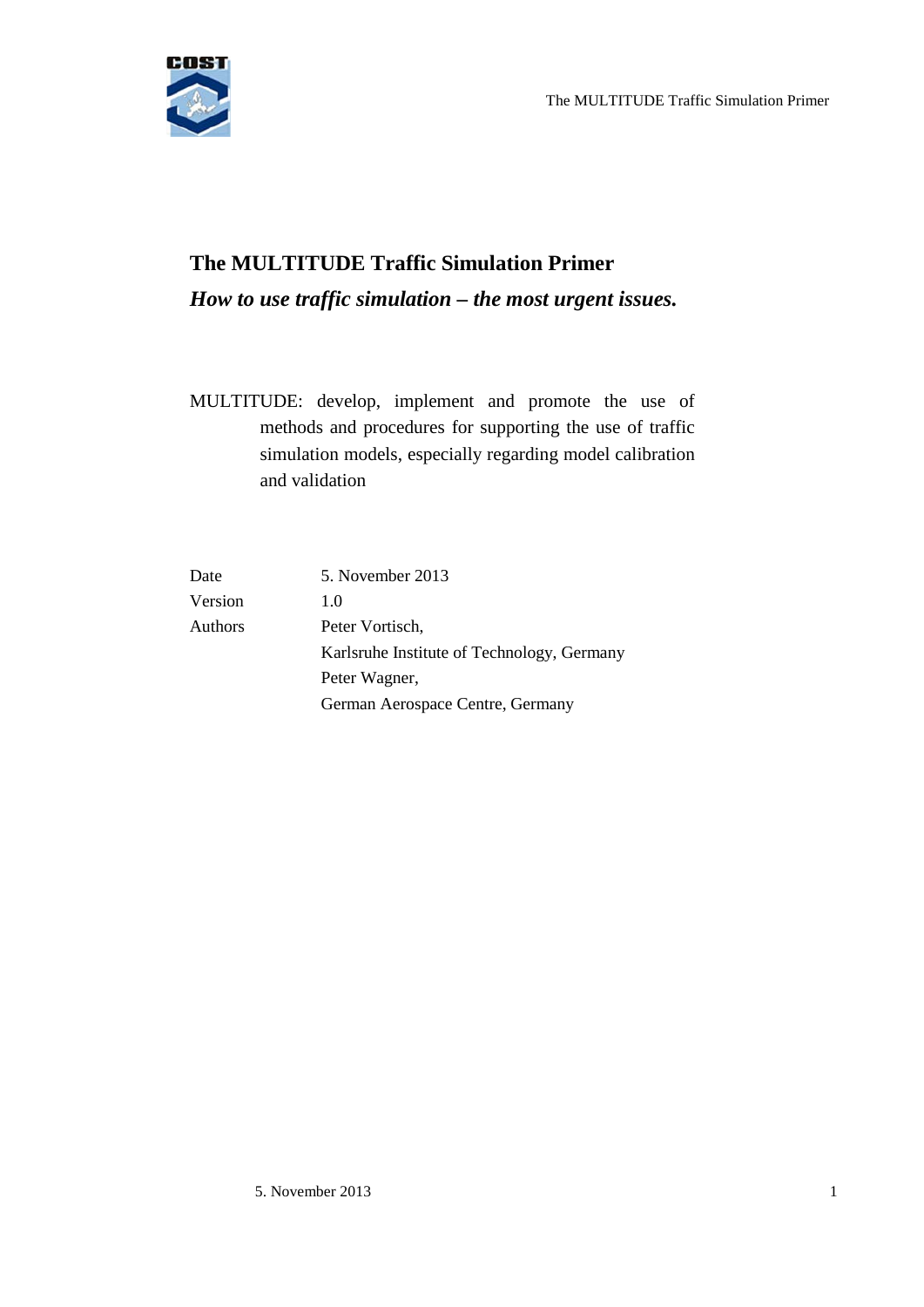# The MULTITUDE Traffic Simulation Primer

***How to use traffic simulation – the most urgent issues.***

MULTITUDE: develop, implement and promote the use of methods and procedures for supporting the use of traffic simulation models, especially regarding model calibration and validation

| | |
|---|---|
| Date | 5. November 2013 |
| Version | 1.0 |
| Authors | Peter Vortisch, |
| | Karlsruhe Institute of Technology, Germany |
| | Peter Wagner, |
| | German Aerospace Centre, Germany |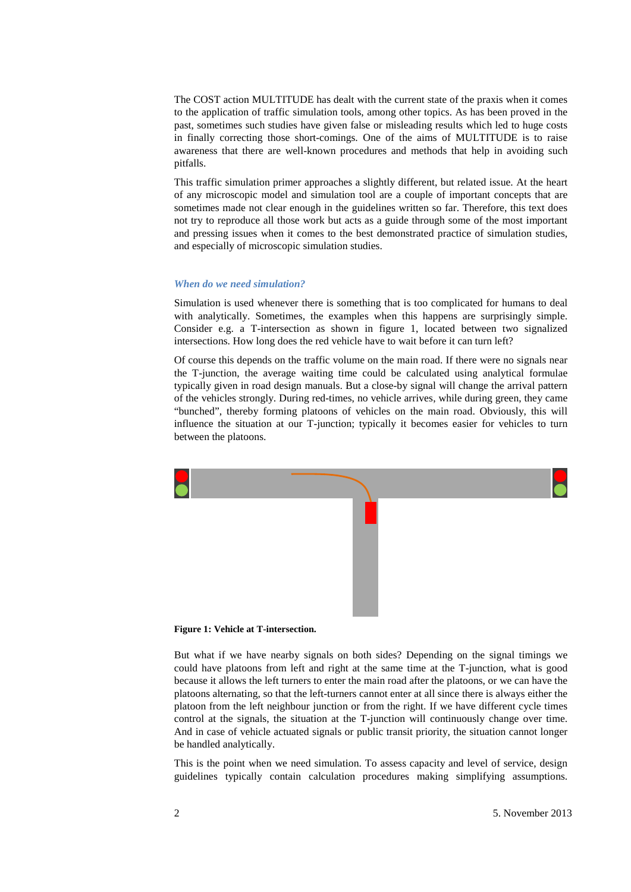The COST action MULTITUDE has dealt with the current state of the praxis when it comes to the application of traffic simulation tools, among other topics. As has been proved in the past, sometimes such studies have given false or misleading results which led to huge costs in finally correcting those short-comings. One of the aims of MULTITUDE is to raise awareness that there are well-known procedures and methods that help in avoiding such pitfalls.

This traffic simulation primer approaches a slightly different, but related issue. At the heart of any microscopic model and simulation tool are a couple of important concepts that are sometimes made not clear enough in the guidelines written so far. Therefore, this text does not try to reproduce all those work but acts as a guide through some of the most important and pressing issues when it comes to the best demonstrated practice of simulation studies, and especially of microscopic simulation studies.

### *When do we need simulation?*

Simulation is used whenever there is something that is too complicated for humans to deal with analytically. Sometimes, the examples when this happens are surprisingly simple. Consider e.g. a T-intersection as shown in figure 1, located between two signalized intersections. How long does the red vehicle have to wait before it can turn left?

Of course this depends on the traffic volume on the main road. If there were no signals near the T-junction, the average waiting time could be calculated using analytical formulae typically given in road design manuals. But a close-by signal will change the arrival pattern of the vehicles strongly. During red-times, no vehicle arrives, while during green, they came "bunched", thereby forming platoons of vehicles on the main road. Obviously, this will influence the situation at our T-junction; typically it becomes easier for vehicles to turn between the platoons.

**Figure 1: Vehicle at T-intersection.**

But what if we have nearby signals on both sides? Depending on the signal timings we could have platoons from left and right at the same time at the T-junction, what is good because it allows the left turners to enter the main road after the platoons, or we can have the platoons alternating, so that the left-turners cannot enter at all since there is always either the platoon from the left neighbour junction or from the right. If we have different cycle times control at the signals, the situation at the T-junction will continuously change over time. And in case of vehicle actuated signals or public transit priority, the situation cannot longer be handled analytically.

This is the point when we need simulation. To assess capacity and level of service, design guidelines typically contain calculation procedures making simplifying assumptions.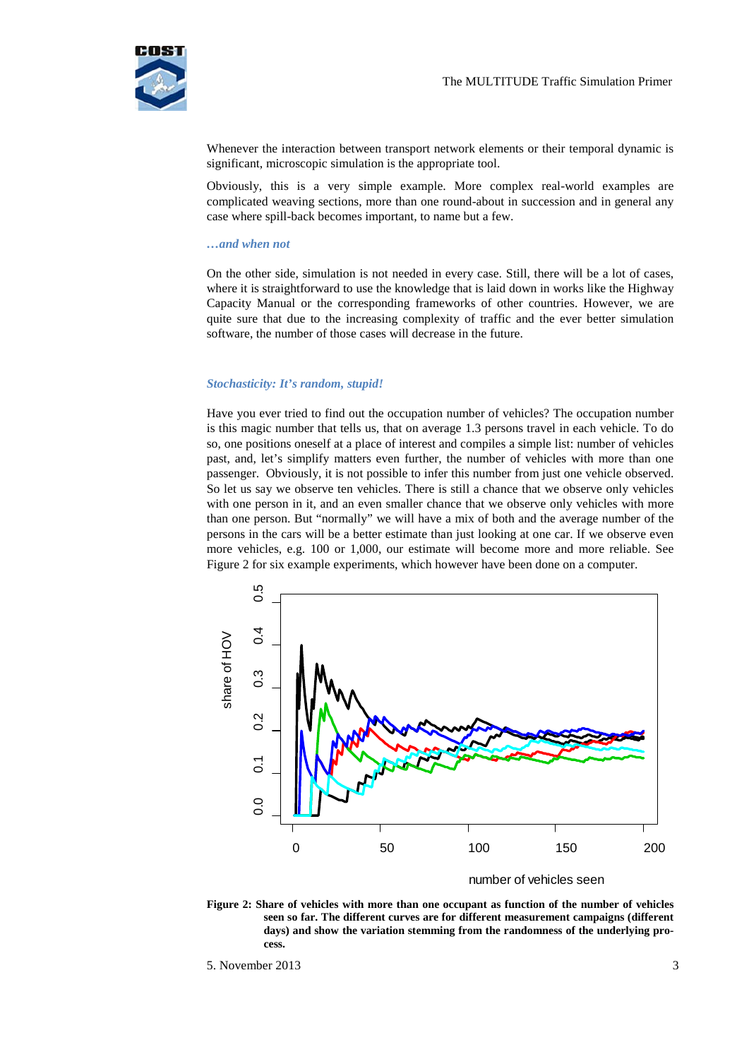Whenever the interaction between transport network elements or their temporal dynamic is significant, microscopic simulation is the appropriate tool.

Obviously, this is a very simple example. More complex real-world examples are complicated weaving sections, more than one round-about in succession and in general any case where spill-back becomes important, to name but a few.

### *…and when not*

On the other side, simulation is not needed in every case. Still, there will be a lot of cases, where it is straightforward to use the knowledge that is laid down in works like the Highway Capacity Manual or the corresponding frameworks of other countries. However, we are quite sure that due to the increasing complexity of traffic and the ever better simulation software, the number of those cases will decrease in the future.

### *Stochasticity: It's random, stupid!*

Have you ever tried to find out the occupation number of vehicles? The occupation number is this magic number that tells us, that on average 1.3 persons travel in each vehicle. To do so, one positions oneself at a place of interest and compiles a simple list: number of vehicles past, and, let's simplify matters even further, the number of vehicles with more than one passenger. Obviously, it is not possible to infer this number from just one vehicle observed. So let us say we observe ten vehicles. There is still a chance that we observe only vehicles with one person in it, and an even smaller chance that we observe only vehicles with more than one person. But "normally" we will have a mix of both and the average number of the persons in the cars will be a better estimate than just looking at one car. If we observe even more vehicles, e.g. 100 or 1,000, our estimate will become more and more reliable. See Figure 2 for six example experiments, which however have been done on a computer.

**Figure 2: Share of vehicles with more than one occupant as function of the number of vehicles seen so far. The different curves are for different measurement campaigns (different days) and show the variation stemming from the randomness of the underlying process.**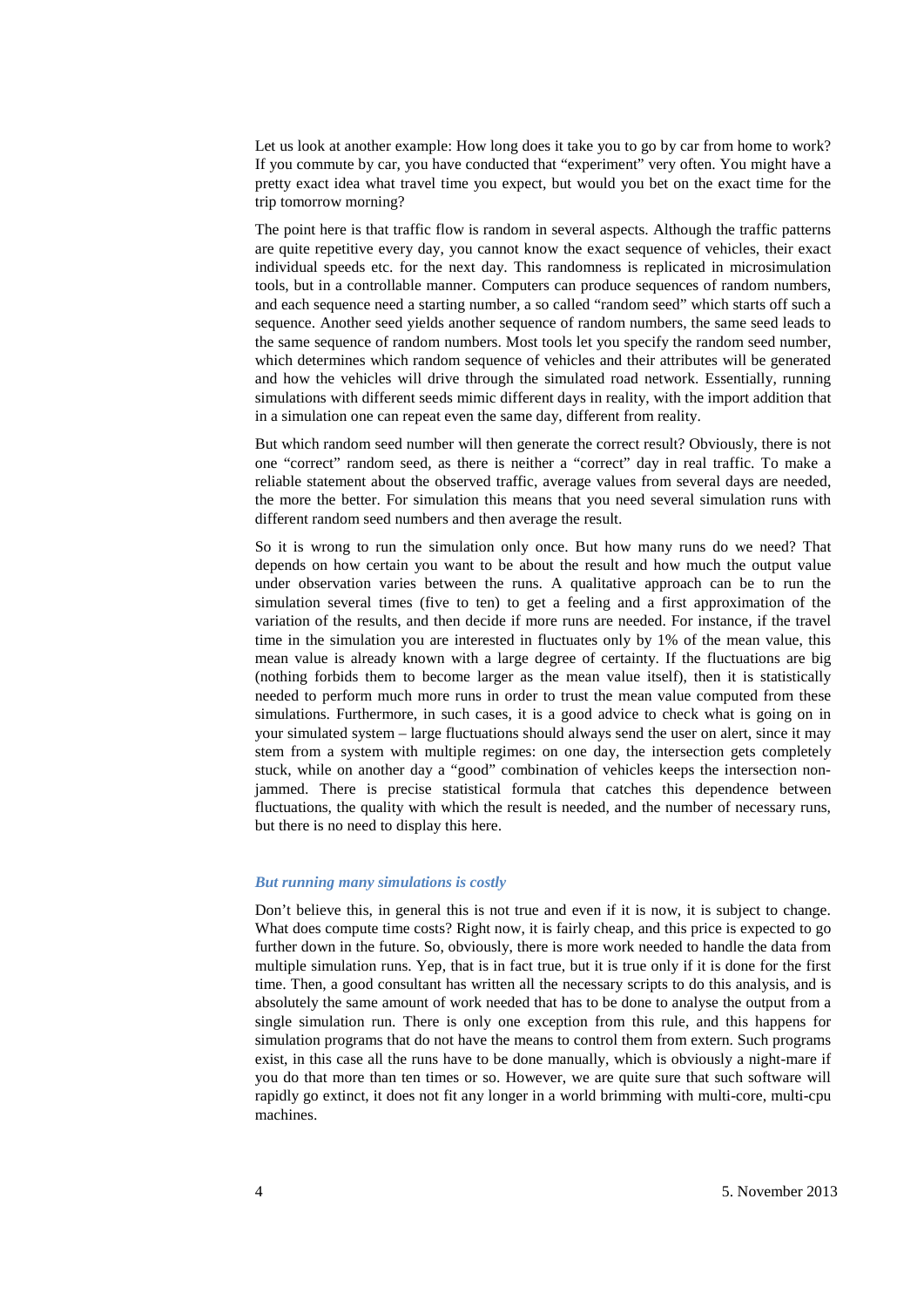Let us look at another example: How long does it take you to go by car from home to work? If you commute by car, you have conducted that "experiment" very often. You might have a pretty exact idea what travel time you expect, but would you bet on the exact time for the trip tomorrow morning?

The point here is that traffic flow is random in several aspects. Although the traffic patterns are quite repetitive every day, you cannot know the exact sequence of vehicles, their exact individual speeds etc. for the next day. This randomness is replicated in microsimulation tools, but in a controllable manner. Computers can produce sequences of random numbers, and each sequence need a starting number, a so called "random seed" which starts off such a sequence. Another seed yields another sequence of random numbers, the same seed leads to the same sequence of random numbers. Most tools let you specify the random seed number, which determines which random sequence of vehicles and their attributes will be generated and how the vehicles will drive through the simulated road network. Essentially, running simulations with different seeds mimic different days in reality, with the import addition that in a simulation one can repeat even the same day, different from reality.

But which random seed number will then generate the correct result? Obviously, there is not one "correct" random seed, as there is neither a "correct" day in real traffic. To make a reliable statement about the observed traffic, average values from several days are needed, the more the better. For simulation this means that you need several simulation runs with different random seed numbers and then average the result.

So it is wrong to run the simulation only once. But how many runs do we need? That depends on how certain you want to be about the result and how much the output value under observation varies between the runs. A qualitative approach can be to run the simulation several times (five to ten) to get a feeling and a first approximation of the variation of the results, and then decide if more runs are needed. For instance, if the travel time in the simulation you are interested in fluctuates only by 1% of the mean value, this mean value is already known with a large degree of certainty. If the fluctuations are big (nothing forbids them to become larger as the mean value itself), then it is statistically needed to perform much more runs in order to trust the mean value computed from these simulations. Furthermore, in such cases, it is a good advice to check what is going on in your simulated system – large fluctuations should always send the user on alert, since it may stem from a system with multiple regimes: on one day, the intersection gets completely stuck, while on another day a "good" combination of vehicles keeps the intersection non-jammed. There is precise statistical formula that catches this dependence between fluctuations, the quality with which the result is needed, and the number of necessary runs, but there is no need to display this here.

### *But running many simulations is costly*

Don't believe this, in general this is not true and even if it is now, it is subject to change. What does compute time costs? Right now, it is fairly cheap, and this price is expected to go further down in the future. So, obviously, there is more work needed to handle the data from multiple simulation runs. Yep, that is in fact true, but it is true only if it is done for the first time. Then, a good consultant has written all the necessary scripts to do this analysis, and is absolutely the same amount of work needed that has to be done to analyse the output from a single simulation run. There is only one exception from this rule, and this happens for simulation programs that do not have the means to control them from extern. Such programs exist, in this case all the runs have to be done manually, which is obviously a night-mare if you do that more than ten times or so. However, we are quite sure that such software will rapidly go extinct, it does not fit any longer in a world brimming with multi-core, multi-cpu machines.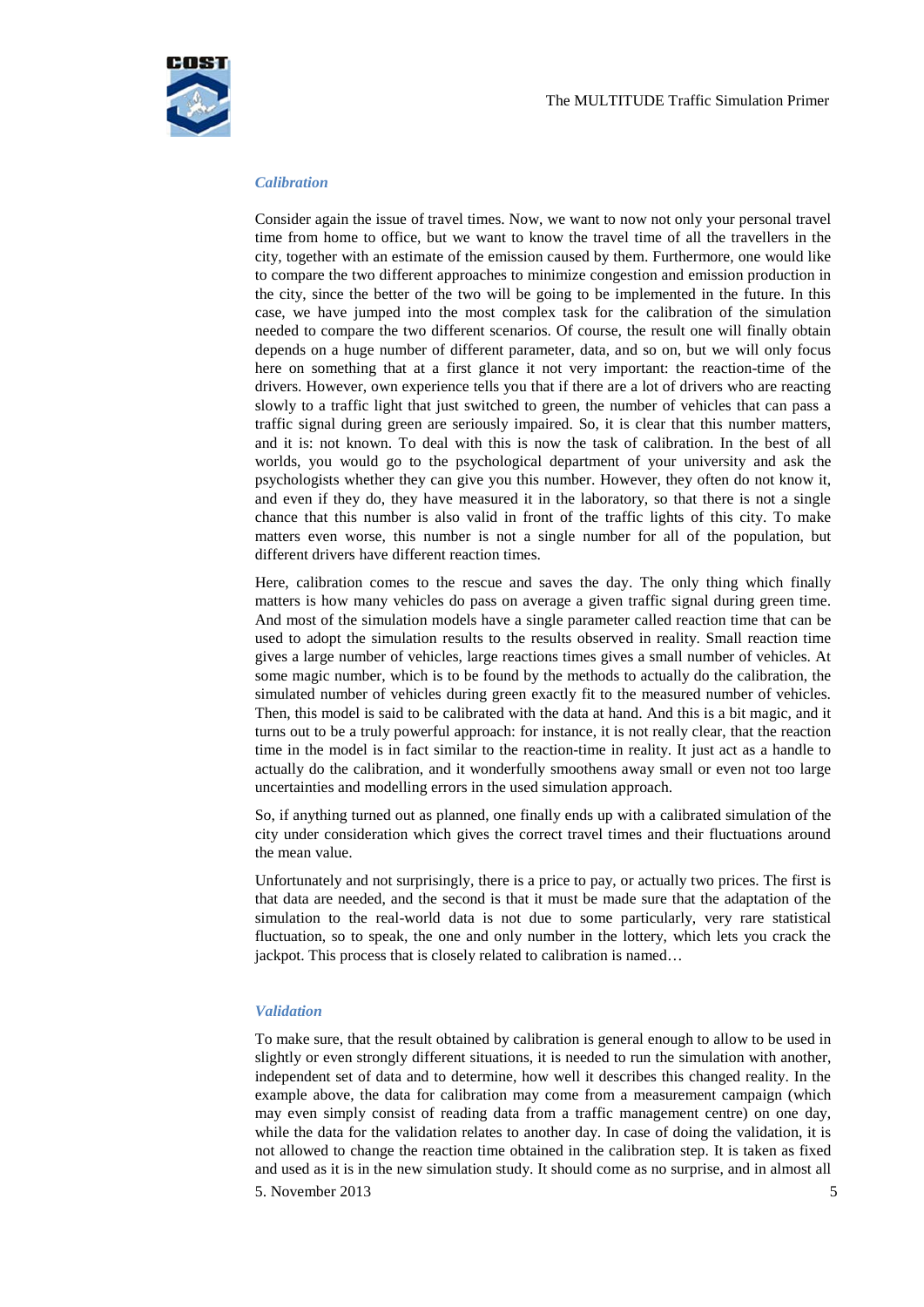*Calibration*

Consider again the issue of travel times. Now, we want to now not only your personal travel time from home to office, but we want to know the travel time of all the travellers in the city, together with an estimate of the emission caused by them. Furthermore, one would like to compare the two different approaches to minimize congestion and emission production in the city, since the better of the two will be going to be implemented in the future. In this case, we have jumped into the most complex task for the calibration of the simulation needed to compare the two different scenarios. Of course, the result one will finally obtain depends on a huge number of different parameter, data, and so on, but we will only focus here on something that at a first glance it not very important: the reaction-time of the drivers. However, own experience tells you that if there are a lot of drivers who are reacting slowly to a traffic light that just switched to green, the number of vehicles that can pass a traffic signal during green are seriously impaired. So, it is clear that this number matters, and it is: not known. To deal with this is now the task of calibration. In the best of all worlds, you would go to the psychological department of your university and ask the psychologists whether they can give you this number. However, they often do not know it, and even if they do, they have measured it in the laboratory, so that there is not a single chance that this number is also valid in front of the traffic lights of this city. To make matters even worse, this number is not a single number for all of the population, but different drivers have different reaction times.

Here, calibration comes to the rescue and saves the day. The only thing which finally matters is how many vehicles do pass on average a given traffic signal during green time. And most of the simulation models have a single parameter called reaction time that can be used to adopt the simulation results to the results observed in reality. Small reaction time gives a large number of vehicles, large reactions times gives a small number of vehicles. At some magic number, which is to be found by the methods to actually do the calibration, the simulated number of vehicles during green exactly fit to the measured number of vehicles. Then, this model is said to be calibrated with the data at hand. And this is a bit magic, and it turns out to be a truly powerful approach: for instance, it is not really clear, that the reaction time in the model is in fact similar to the reaction-time in reality. It just act as a handle to actually do the calibration, and it wonderfully smoothens away small or even not too large uncertainties and modelling errors in the used simulation approach.

So, if anything turned out as planned, one finally ends up with a calibrated simulation of the city under consideration which gives the correct travel times and their fluctuations around the mean value.

Unfortunately and not surprisingly, there is a price to pay, or actually two prices. The first is that data are needed, and the second is that it must be made sure that the adaptation of the simulation to the real-world data is not due to some particularly, very rare statistical fluctuation, so to speak, the one and only number in the lottery, which lets you crack the jackpot. This process that is closely related to calibration is named…

*Validation*

To make sure, that the result obtained by calibration is general enough to allow to be used in slightly or even strongly different situations, it is needed to run the simulation with another, independent set of data and to determine, how well it describes this changed reality. In the example above, the data for calibration may come from a measurement campaign (which may even simply consist of reading data from a traffic management centre) on one day, while the data for the validation relates to another day. In case of doing the validation, it is not allowed to change the reaction time obtained in the calibration step. It is taken as fixed and used as it is in the new simulation study. It should come as no surprise, and in almost all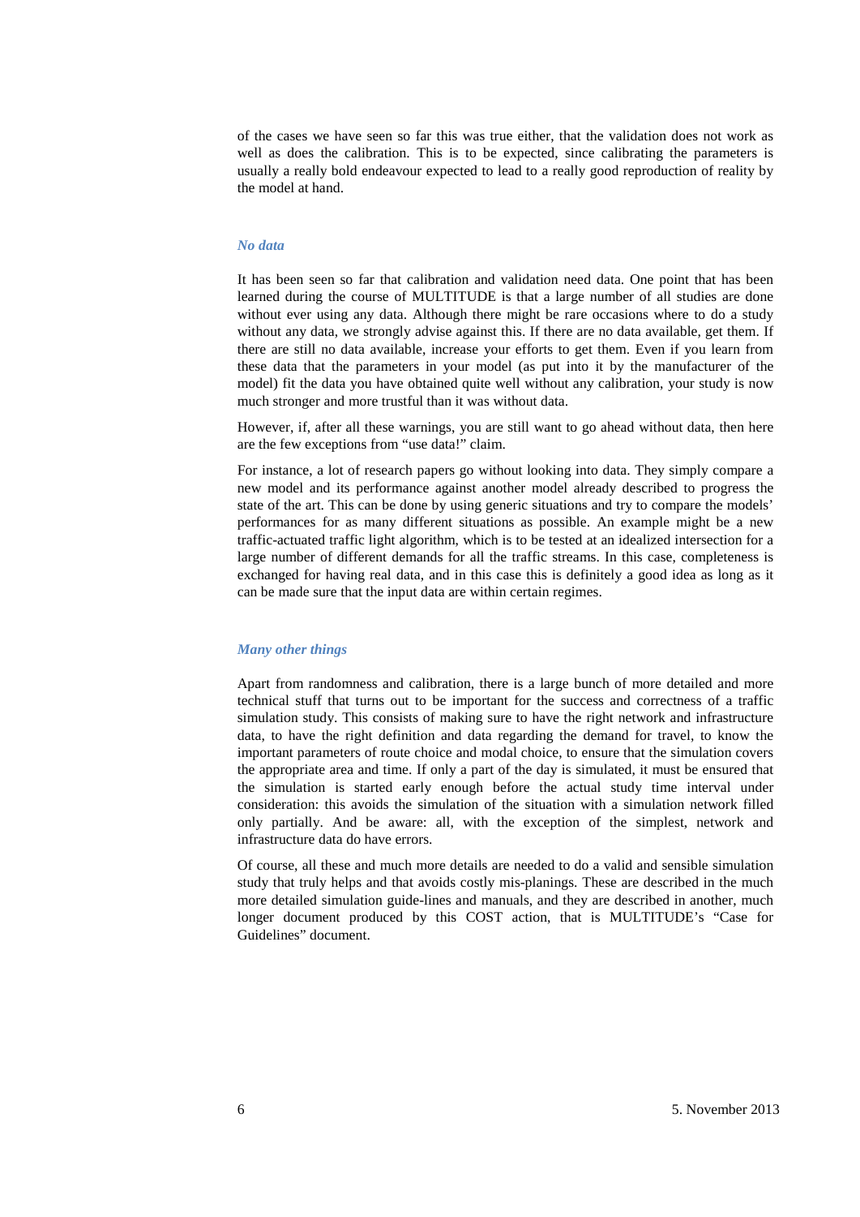of the cases we have seen so far this was true either, that the validation does not work as well as does the calibration. This is to be expected, since calibrating the parameters is usually a really bold endeavour expected to lead to a really good reproduction of reality by the model at hand.

### *No data*

It has been seen so far that calibration and validation need data. One point that has been learned during the course of MULTITUDE is that a large number of all studies are done without ever using any data. Although there might be rare occasions where to do a study without any data, we strongly advise against this. If there are no data available, get them. If there are still no data available, increase your efforts to get them. Even if you learn from these data that the parameters in your model (as put into it by the manufacturer of the model) fit the data you have obtained quite well without any calibration, your study is now much stronger and more trustful than it was without data.

However, if, after all these warnings, you are still want to go ahead without data, then here are the few exceptions from "use data!" claim.

For instance, a lot of research papers go without looking into data. They simply compare a new model and its performance against another model already described to progress the state of the art. This can be done by using generic situations and try to compare the models' performances for as many different situations as possible. An example might be a new traffic-actuated traffic light algorithm, which is to be tested at an idealized intersection for a large number of different demands for all the traffic streams. In this case, completeness is exchanged for having real data, and in this case this is definitely a good idea as long as it can be made sure that the input data are within certain regimes.

### *Many other things*

Apart from randomness and calibration, there is a large bunch of more detailed and more technical stuff that turns out to be important for the success and correctness of a traffic simulation study. This consists of making sure to have the right network and infrastructure data, to have the right definition and data regarding the demand for travel, to know the important parameters of route choice and modal choice, to ensure that the simulation covers the appropriate area and time. If only a part of the day is simulated, it must be ensured that the simulation is started early enough before the actual study time interval under consideration: this avoids the simulation of the situation with a simulation network filled only partially. And be aware: all, with the exception of the simplest, network and infrastructure data do have errors.

Of course, all these and much more details are needed to do a valid and sensible simulation study that truly helps and that avoids costly mis-planings. These are described in the much more detailed simulation guide-lines and manuals, and they are described in another, much longer document produced by this COST action, that is MULTITUDE's "Case for Guidelines" document.